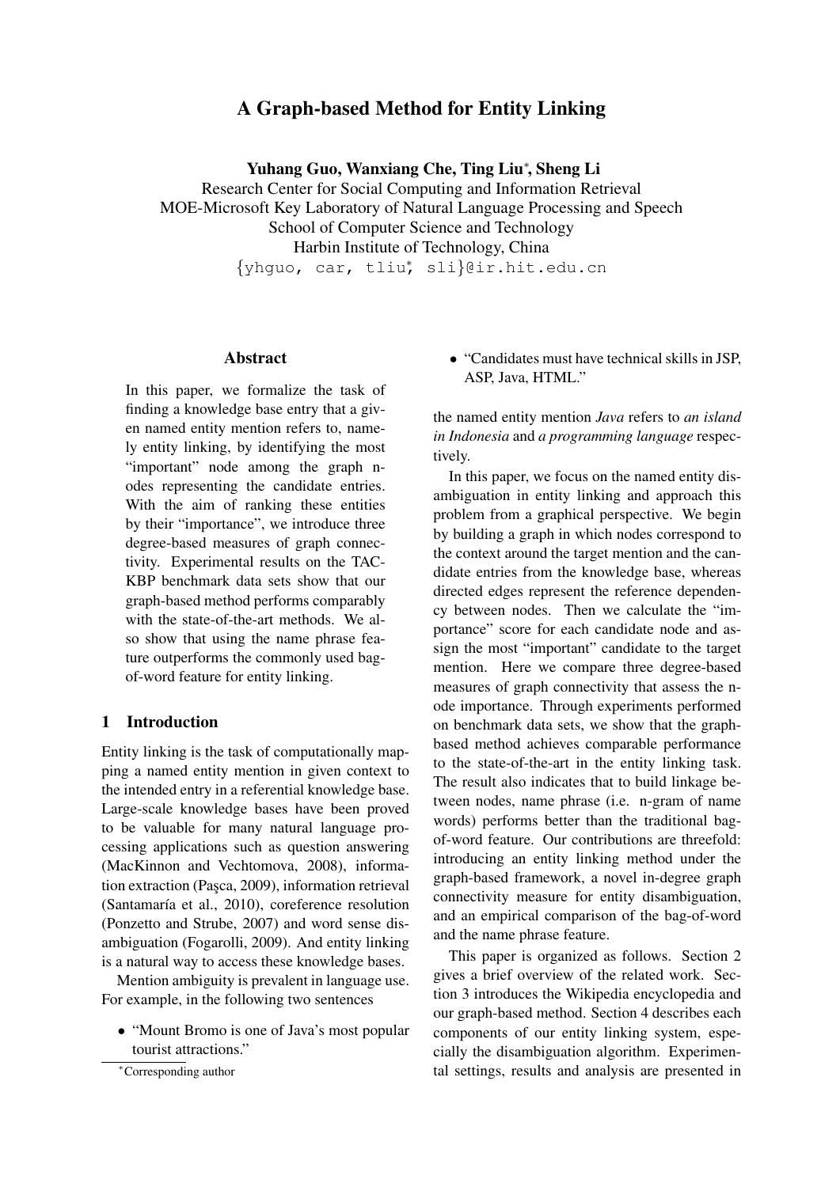# A Graph-based Method for Entity Linking

**Yuhang Guo, Wanxiang Che, Ting Liu***, **Sheng Li**

Research Center for Social Computing and Information Retrieval
MOE-Microsoft Key Laboratory of Natural Language Processing and Speech
School of Computer Science and Technology
Harbin Institute of Technology, China
{yhguo, car, tliu*, sli}@ir.hit.edu.cn

## Abstract

In this paper, we formalize the task of finding a knowledge base entry that a given named entity mention refers to, namely entity linking, by identifying the most "important" node among the graph nodes representing the candidate entries. With the aim of ranking these entities by their "importance", we introduce three degree-based measures of graph connectivity. Experimental results on the TAC-KBP benchmark data sets show that our graph-based method performs comparably with the state-of-the-art methods. We also show that using the name phrase feature outperforms the commonly used bag-of-word feature for entity linking.

## 1 Introduction

Entity linking is the task of computationally mapping a named entity mention in given context to the intended entry in a referential knowledge base. Large-scale knowledge bases have been proved to be valuable for many natural language processing applications such as question answering (MacKinnon and Vechtomova, 2008), information extraction (Paşca, 2009), information retrieval (Santamaría et al., 2010), coreference resolution (Ponzetto and Strube, 2007) and word sense disambiguation (Fogarolli, 2009). And entity linking is a natural way to access these knowledge bases.

Mention ambiguity is prevalent in language use. For example, in the following two sentences

- "Mount Bromo is one of Java's most popular tourist attractions."
- "Candidates must have technical skills in JSP, ASP, Java, HTML."

the named entity mention *Java* refers to *an island in Indonesia* and *a programming language* respectively.

In this paper, we focus on the named entity disambiguation in entity linking and approach this problem from a graphical perspective. We begin by building a graph in which nodes correspond to the context around the target mention and the candidate entries from the knowledge base, whereas directed edges represent the reference dependency between nodes. Then we calculate the "importance" score for each candidate node and assign the most "important" candidate to the target mention. Here we compare three degree-based measures of graph connectivity that assess the node importance. Through experiments performed on benchmark data sets, we show that the graph-based method achieves comparable performance to the state-of-the-art in the entity linking task. The result also indicates that to build linkage between nodes, name phrase (i.e. n-gram of name words) performs better than the traditional bag-of-word feature. Our contributions are threefold: introducing an entity linking method under the graph-based framework, a novel in-degree graph connectivity measure for entity disambiguation, and an empirical comparison of the bag-of-word and the name phrase feature.

This paper is organized as follows. Section 2 gives a brief overview of the related work. Section 3 introduces the Wikipedia encyclopedia and our graph-based method. Section 4 describes each components of our entity linking system, especially the disambiguation algorithm. Experimental settings, results and analysis are presented in

*Corresponding author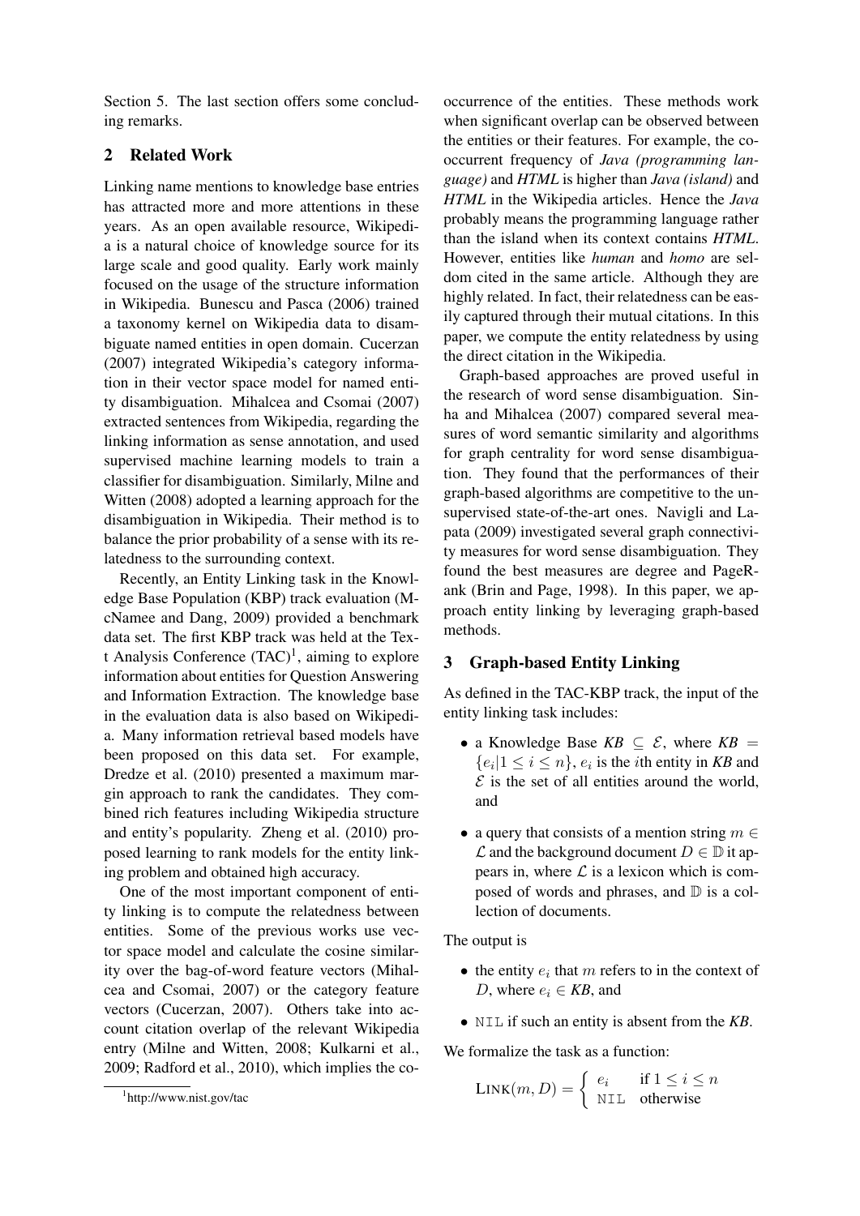Section 5. The last section offers some concluding remarks.

## 2 Related Work

Linking name mentions to knowledge base entries has attracted more and more attentions in these years. As an open available resource, Wikipedia is a natural choice of knowledge source for its large scale and good quality. Early work mainly focused on the usage of the structure information in Wikipedia. Bunescu and Pasca (2006) trained a taxonomy kernel on Wikipedia data to disambiguate named entities in open domain. Cucerzan (2007) integrated Wikipedia's category information in their vector space model for named entity disambiguation. Mihalcea and Csomai (2007) extracted sentences from Wikipedia, regarding the linking information as sense annotation, and used supervised machine learning models to train a classifier for disambiguation. Similarly, Milne and Witten (2008) adopted a learning approach for the disambiguation in Wikipedia. Their method is to balance the prior probability of a sense with its relatedness to the surrounding context.

Recently, an Entity Linking task in the Knowledge Base Population (KBP) track evaluation (McNamee and Dang, 2009) provided a benchmark data set. The first KBP track was held at the Text Analysis Conference (TAC)[1], aiming to explore information about entities for Question Answering and Information Extraction. The knowledge base in the evaluation data is also based on Wikipedia. Many information retrieval based models have been proposed on this data set. For example, Dredze et al. (2010) presented a maximum margin approach to rank the candidates. They combined rich features including Wikipedia structure and entity's popularity. Zheng et al. (2010) proposed learning to rank models for the entity linking problem and obtained high accuracy.

One of the most important component of entity linking is to compute the relatedness between entities. Some of the previous works use vector space model and calculate the cosine similarity over the bag-of-word feature vectors (Mihalcea and Csomai, 2007) or the category feature vectors (Cucerzan, 2007). Others take into account citation overlap of the relevant Wikipedia entry (Milne and Witten, 2008; Kulkarni et al., 2009; Radford et al., 2010), which implies the co-occurrence of the entities. These methods work when significant overlap can be observed between the entities or their features. For example, the co-occurrent frequency of *Java (programming language)* and *HTML* is higher than *Java (island)* and *HTML* in the Wikipedia articles. Hence the *Java* probably means the programming language rather than the island when its context contains *HTML*. However, entities like *human* and *homo* are seldom cited in the same article. Although they are highly related. In fact, their relatedness can be easily captured through their mutual citations. In this paper, we compute the entity relatedness by using the direct citation in the Wikipedia.

Graph-based approaches are proved useful in the research of word sense disambiguation. Sinha and Mihalcea (2007) compared several measures of word semantic similarity and algorithms for graph centrality for word sense disambiguation. They found that the performances of their graph-based algorithms are competitive to the unsupervised state-of-the-art ones. Navigli and Lapata (2009) investigated several graph connectivity measures for word sense disambiguation. They found the best measures are degree and PageRank (Brin and Page, 1998). In this paper, we approach entity linking by leveraging graph-based methods.

## 3 Graph-based Entity Linking

As defined in the TAC-KBP track, the input of the entity linking task includes:

- a Knowledge Base *KB* $\subseteq \mathcal{E}$, where *KB* $= \{e_i | 1 \le i \le n\}$, $e_i$ is the $i$th entity in *KB* and $\mathcal{E}$ is the set of all entities around the world, and
- a query that consists of a mention string $m \in \mathcal{L}$ and the background document $D \in \mathbb{D}$ it appears in, where $\mathcal{L}$ is a lexicon which is composed of words and phrases, and $\mathbb{D}$ is a collection of documents.

The output is

- the entity $e_i$ that $m$ refers to in the context of $D$, where $e_i \in$ *KB*, and
- `NIL` if such an entity is absent from the *KB*.

We formalize the task as a function:

$$\text{LINK}(m, D) = \begin{cases} e_i & \text{if } 1 \le i \le n \\ \texttt{NIL} & \text{otherwise} \end{cases}$$

[1] http://www.nist.gov/tac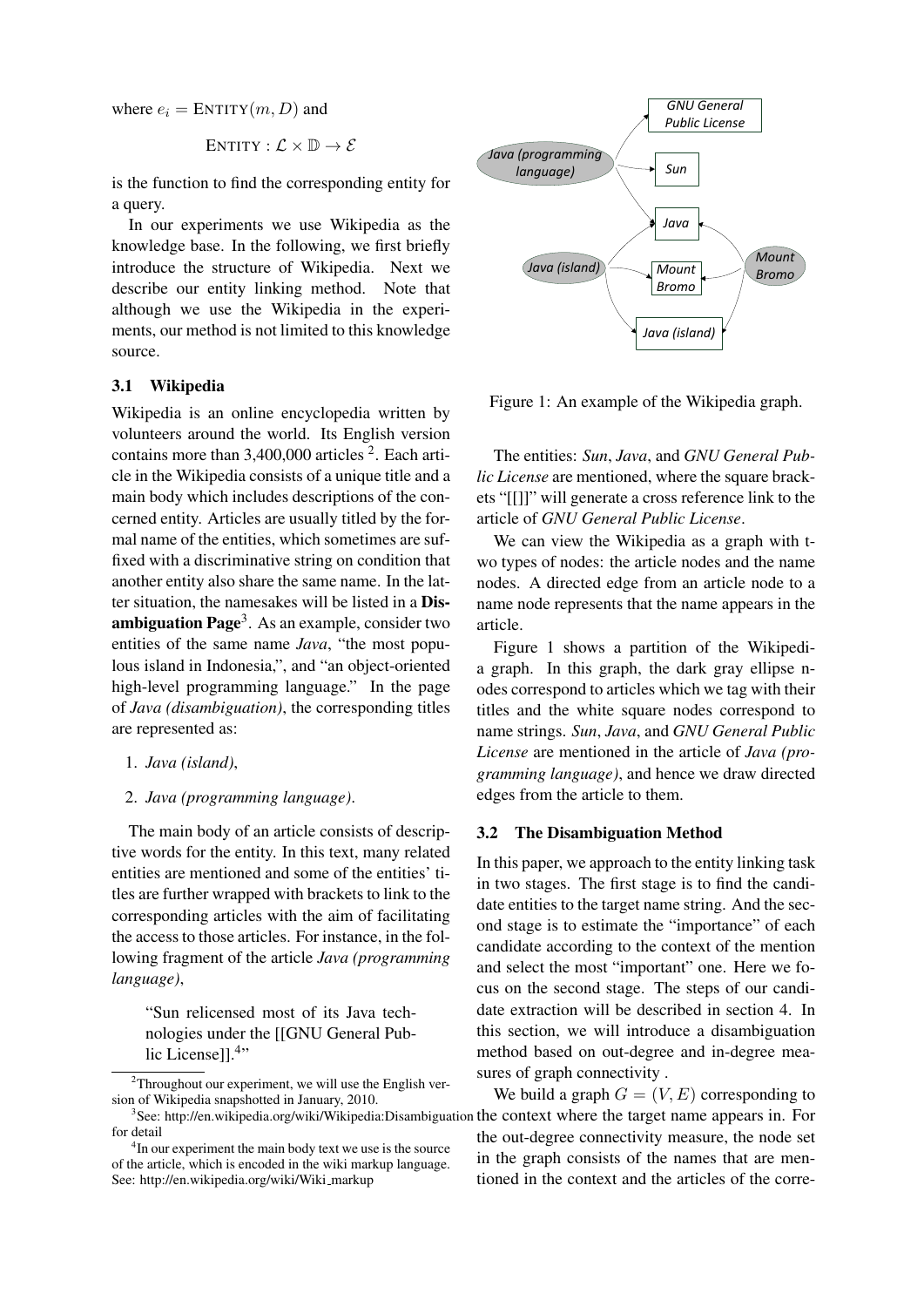where $e_i = \text{ENTITY}(m, D)$ and

$$\text{ENTITY} : \mathcal{L} \times \mathbb{D} \rightarrow \mathcal{E}$$

is the function to find the corresponding entity for a query.

In our experiments we use Wikipedia as the knowledge base. In the following, we first briefly introduce the structure of Wikipedia. Next we describe our entity linking method. Note that although we use the Wikipedia in the experiments, our method is not limited to this knowledge source.

### 3.1 Wikipedia

Wikipedia is an online encyclopedia written by volunteers around the world. Its English version contains more than 3,400,000 articles [2]. Each article in the Wikipedia consists of a unique title and a main body which includes descriptions of the concerned entity. Articles are usually titled by the formal name of the entities, which sometimes are suffixed with a discriminative string on condition that another entity also share the same name. In the latter situation, the namesakes will be listed in a **Disambiguation Page**[3]. As an example, consider two entities of the same name *Java*, "the most populous island in Indonesia,", and "an object-oriented high-level programming language." In the page of *Java (disambiguation)*, the corresponding titles are represented as:

1. *Java (island)*,
2. *Java (programming language)*.

The main body of an article consists of descriptive words for the entity. In this text, many related entities are mentioned and some of the entities' titles are further wrapped with brackets to link to the corresponding articles with the aim of facilitating the access to those articles. For instance, in the following fragment of the article *Java (programming language)*,

> "Sun relicensed most of its Java technologies under the [[GNU General Public License]].[4]"

The entities: *Sun*, *Java*, and *GNU General Public License* are mentioned, where the square brackets "[[]]" will generate a cross reference link to the article of *GNU General Public License*.

We can view the Wikipedia as a graph with two types of nodes: the article nodes and the name nodes. A directed edge from an article node to a name node represents that the name appears in the article.

Figure 1 shows a partition of the Wikipedia graph. In this graph, the dark gray ellipse nodes correspond to articles which we tag with their titles and the white square nodes correspond to name strings. *Sun*, *Java*, and *GNU General Public License* are mentioned in the article of *Java (programming language)*, and hence we draw directed edges from the article to them.

Figure 1: An example of the Wikipedia graph.

### 3.2 The Disambiguation Method

In this paper, we approach to the entity linking task in two stages. The first stage is to find the candidate entities to the target name string. And the second stage is to estimate the "importance" of each candidate according to the context of the mention and select the most "important" one. Here we focus on the second stage. The steps of our candidate extraction will be described in section 4. In this section, we will introduce a disambiguation method based on out-degree and in-degree measures of graph connectivity .

We build a graph $G = (V, E)$ corresponding to the context where the target name appears in. For the out-degree connectivity measure, the node set in the graph consists of the names that are mentioned in the context and the articles of the corre-

[2] Throughout our experiment, we will use the English version of Wikipedia snapshotted in January, 2010.

[3] See: http://en.wikipedia.org/wiki/Wikipedia:Disambiguation for detail

[4] In our experiment the main body text we use is the source of the article, which is encoded in the wiki markup language. See: http://en.wikipedia.org/wiki/Wiki_markup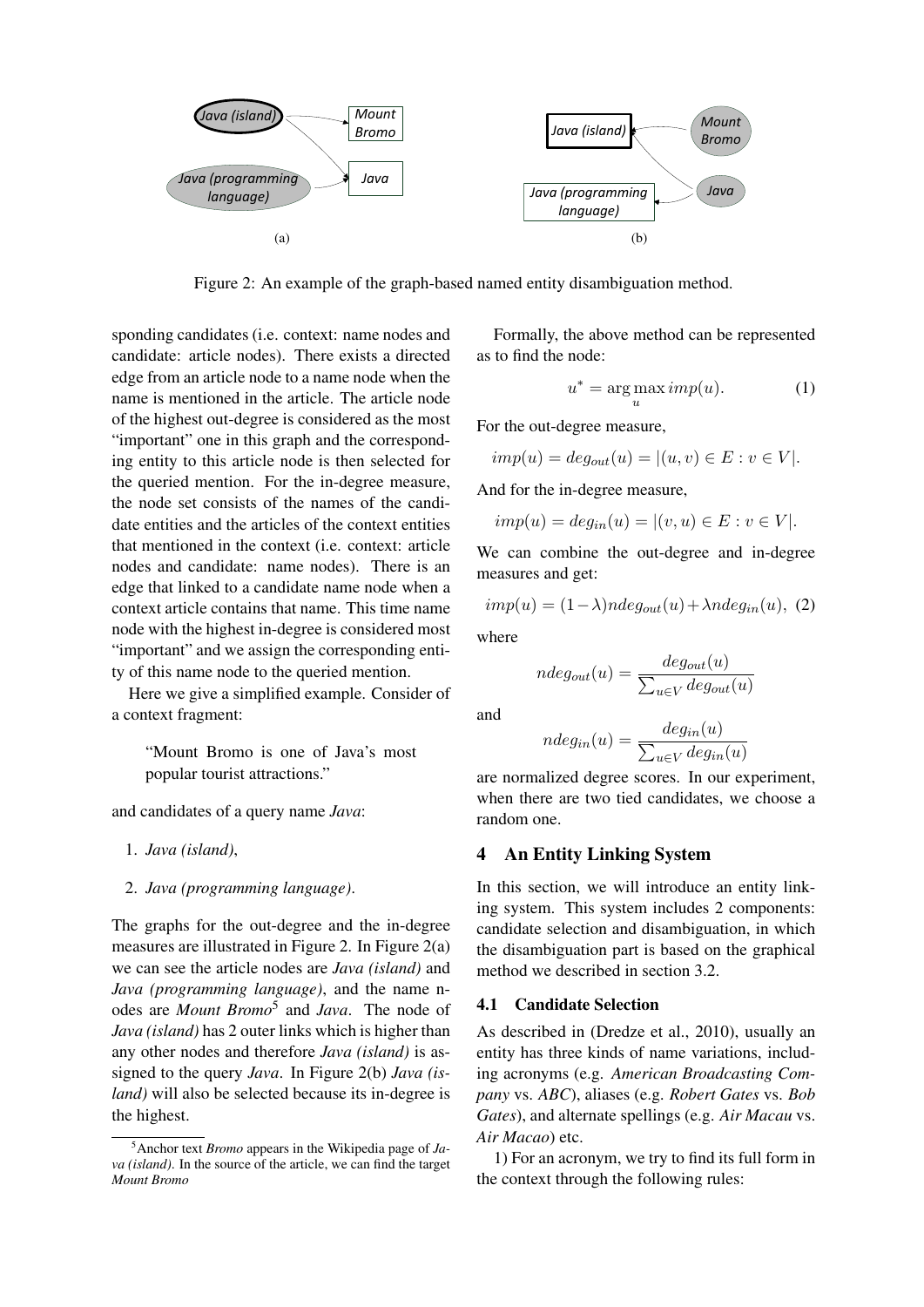Figure 2: An example of the graph-based named entity disambiguation method.

sponding candidates (i.e. context: name nodes and candidate: article nodes). There exists a directed edge from an article node to a name node when the name is mentioned in the article. The article node of the highest out-degree is considered as the most "important" one in this graph and the corresponding entity to this article node is then selected for the queried mention. For the in-degree measure, the node set consists of the names of the candidate entities and the articles of the context entities that mentioned in the context (i.e. context: article nodes and candidate: name nodes). There is an edge that linked to a candidate name node when a context article contains that name. This time name node with the highest in-degree is considered most "important" and we assign the corresponding entity of this name node to the queried mention.

Here we give a simplified example. Consider of a context fragment:

> "Mount Bromo is one of Java's most popular tourist attractions."

and candidates of a query name *Java*:

1. *Java (island)*,
2. *Java (programming language)*.

The graphs for the out-degree and the in-degree measures are illustrated in Figure 2. In Figure 2(a) we can see the article nodes are *Java (island)* and *Java (programming language)*, and the name nodes are *Mount Bromo*[5] and *Java*. The node of *Java (island)* has 2 outer links which is higher than any other nodes and therefore *Java (island)* is assigned to the query *Java*. In Figure 2(b) *Java (island)* will also be selected because its in-degree is the highest.

[5]Anchor text *Bromo* appears in the Wikipedia page of *Java (island)*. In the source of the article, we can find the target *Mount Bromo*

Formally, the above method can be represented as to find the node:

$$u^* = \arg\max_u imp(u). \tag{1}$$

For the out-degree measure,

$$imp(u) = deg_{out}(u) = |(u, v) \in E : v \in V|.$$

And for the in-degree measure,

$$imp(u) = deg_{in}(u) = |(v, u) \in E : v \in V|.$$

We can combine the out-degree and in-degree measures and get:

$$imp(u) = (1-\lambda)ndeg_{out}(u) + \lambda ndeg_{in}(u), \tag{2}$$

where

$$ndeg_{out}(u) = \frac{deg_{out}(u)}{\sum_{u \in V} deg_{out}(u)}$$

and

$$ndeg_{in}(u) = \frac{deg_{in}(u)}{\sum_{u \in V} deg_{in}(u)}$$

are normalized degree scores. In our experiment, when there are two tied candidates, we choose a random one.

## 4 An Entity Linking System

In this section, we will introduce an entity linking system. This system includes 2 components: candidate selection and disambiguation, in which the disambiguation part is based on the graphical method we described in section 3.2.

### 4.1 Candidate Selection

As described in (Dredze et al., 2010), usually an entity has three kinds of name variations, including acronyms (e.g. *American Broadcasting Company* vs. *ABC*), aliases (e.g. *Robert Gates* vs. *Bob Gates*), and alternate spellings (e.g. *Air Macau* vs. *Air Macao*) etc.

1) For an acronym, we try to find its full form in the context through the following rules: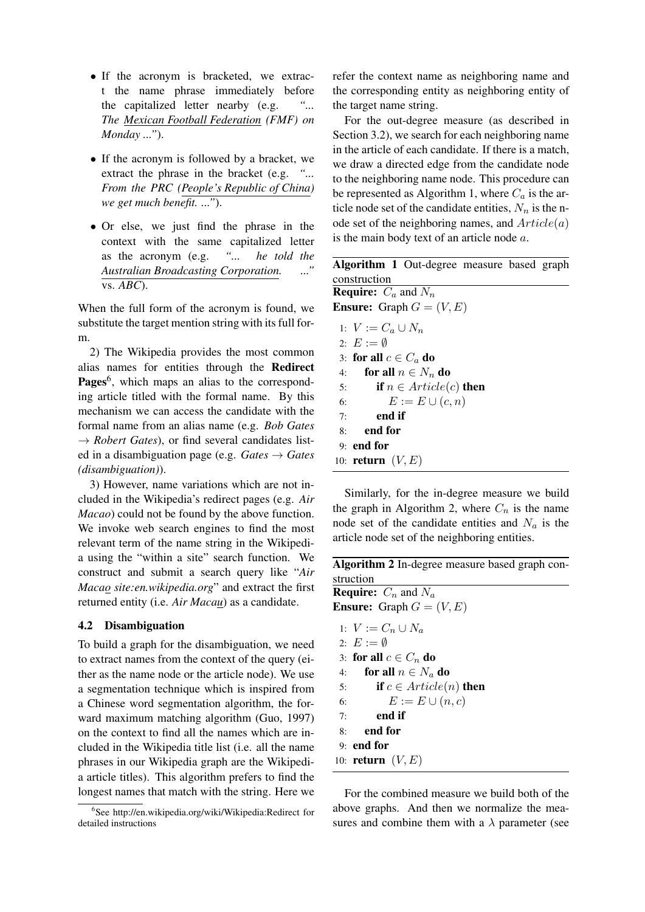- If the acronym is bracketed, we extract the name phrase immediately before the capitalized letter nearby (e.g. *"... The Mexican Football Federation (FMF) on Monday ..."*).

- If the acronym is followed by a bracket, we extract the phrase in the bracket (e.g. *"... From the PRC (People's Republic of China) we get much benefit. ..."*).

- Or else, we just find the phrase in the context with the same capitalized letter as the acronym (e.g. *"... he told the Australian Broadcasting Corporation. ..."* vs. *ABC*).

When the full form of the acronym is found, we substitute the target mention string with its full form.

2) The Wikipedia provides the most common alias names for entities through the **Redirect Pages**[6], which maps an alias to the corresponding article titled with the formal name. By this mechanism we can access the candidate with the formal name from an alias name (e.g. *Bob Gates* → *Robert Gates*), or find several candidates listed in a disambiguation page (e.g. *Gates* → *Gates (disambiguation)*).

3) However, name variations which are not included in the Wikipedia's redirect pages (e.g. *Air Macao*) could not be found by the above function. We invoke web search engines to find the most relevant term of the name string in the Wikipedia using the "within a site" search function. We construct and submit a search query like "*Air Macao site:en.wikipedia.org*" and extract the first returned entity (i.e. *Air Macau*) as a candidate.

### 4.2 Disambiguation

To build a graph for the disambiguation, we need to extract names from the context of the query (either as the name node or the article node). We use a segmentation technique which is inspired from a Chinese word segmentation algorithm, the forward maximum matching algorithm (Guo, 1997) on the context to find all the names which are included in the Wikipedia title list (i.e. all the name phrases in our Wikipedia graph are the Wikipedia article titles). This algorithm prefers to find the longest names that match with the string. Here we refer the context name as neighboring name and the corresponding entity as neighboring entity of the target name string.

For the out-degree measure (as described in Section 3.2), we search for each neighboring name in the article of each candidate. If there is a match, we draw a directed edge from the candidate node to the neighboring name node. This procedure can be represented as Algorithm 1, where $C_a$ is the article node set of the candidate entities, $N_n$ is the node set of the neighboring names, and $Article(a)$ is the main body text of an article node $a$.

**Algorithm 1** Out-degree measure based graph construction

**Require:** $C_a$ and $N_n$
**Ensure:** Graph $G = (V, E)$

```
1:  V := C_a ∪ N_n
2:  E := ∅
3:  for all c ∈ C_a do
4:     for all n ∈ N_n do
5:        if n ∈ Article(c) then
6:           E := E ∪ (c, n)
7:        end if
8:     end for
9:  end for
10: return (V, E)
```

Similarly, for the in-degree measure we build the graph in Algorithm 2, where $C_n$ is the name node set of the candidate entities and $N_a$ is the article node set of the neighboring entities.

**Algorithm 2** In-degree measure based graph construction

**Require:** $C_n$ and $N_a$
**Ensure:** Graph $G = (V, E)$

```
1:  V := C_n ∪ N_a
2:  E := ∅
3:  for all c ∈ C_n do
4:     for all n ∈ N_a do
5:        if c ∈ Article(n) then
6:           E := E ∪ (n, c)
7:        end if
8:     end for
9:  end for
10: return (V, E)
```

For the combined measure we build both of the above graphs. And then we normalize the measures and combine them with a $\lambda$ parameter (see

[6] See http://en.wikipedia.org/wiki/Wikipedia:Redirect for detailed instructions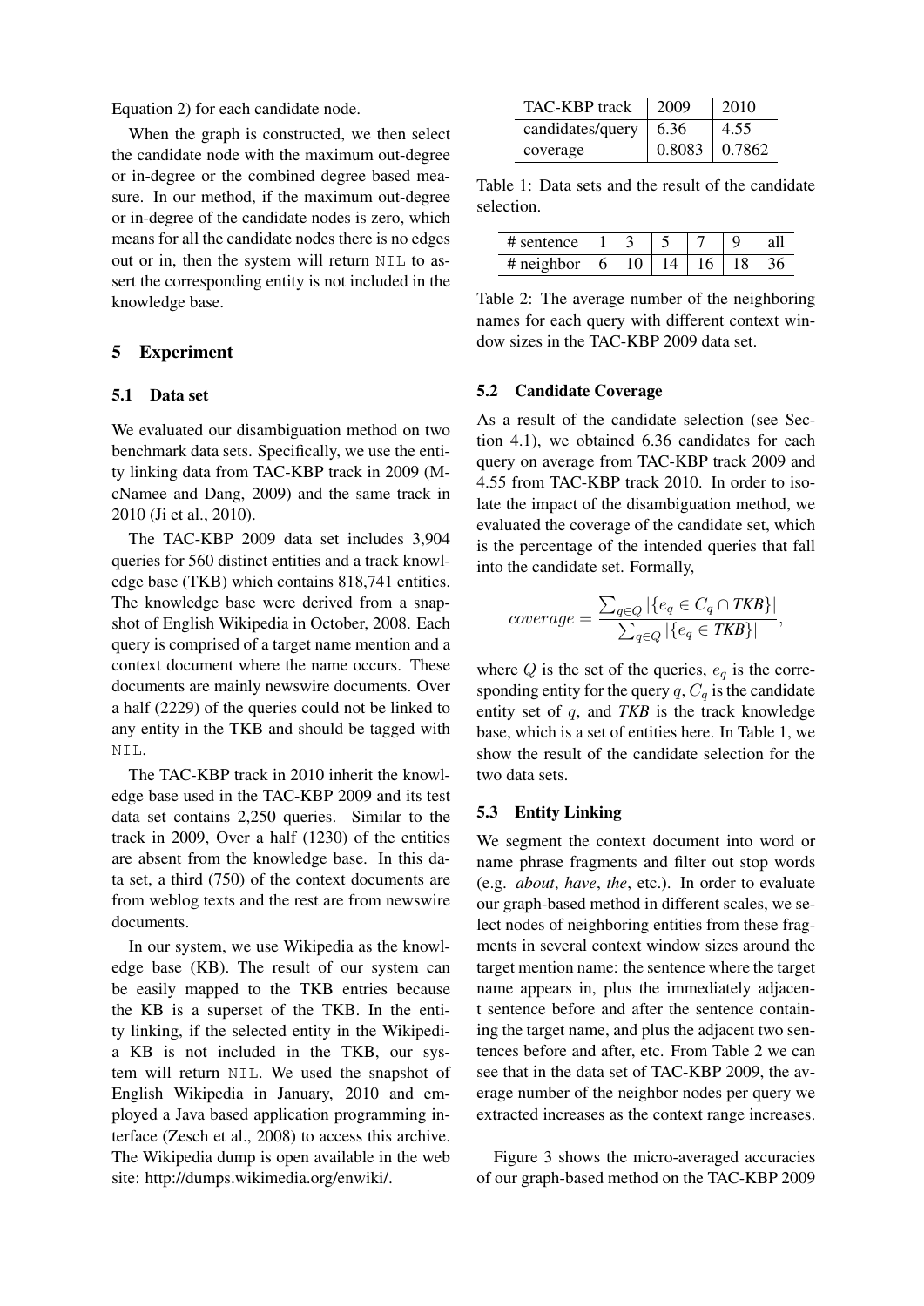Equation 2) for each candidate node.

When the graph is constructed, we then select the candidate node with the maximum out-degree or in-degree or the combined degree based measure. In our method, if the maximum out-degree or in-degree of the candidate nodes is zero, which means for all the candidate nodes there is no edges out or in, then the system will return `NIL` to assert the corresponding entity is not included in the knowledge base.

## 5 Experiment

### 5.1 Data set

We evaluated our disambiguation method on two benchmark data sets. Specifically, we use the entity linking data from TAC-KBP track in 2009 (McNamee and Dang, 2009) and the same track in 2010 (Ji et al., 2010).

The TAC-KBP 2009 data set includes 3,904 queries for 560 distinct entities and a track knowledge base (TKB) which contains 818,741 entities. The knowledge base were derived from a snapshot of English Wikipedia in October, 2008. Each query is comprised of a target name mention and a context document where the name occurs. These documents are mainly newswire documents. Over a half (2229) of the queries could not be linked to any entity in the TKB and should be tagged with `NIL`.

The TAC-KBP track in 2010 inherit the knowledge base used in the TAC-KBP 2009 and its test data set contains 2,250 queries. Similar to the track in 2009, Over a half (1230) of the entities are absent from the knowledge base. In this data set, a third (750) of the context documents are from weblog texts and the rest are from newswire documents.

In our system, we use Wikipedia as the knowledge base (KB). The result of our system can be easily mapped to the TKB entries because the KB is a superset of the TKB. In the entity linking, if the selected entity in the Wikipedia KB is not included in the TKB, our system will return `NIL`. We used the snapshot of English Wikipedia in January, 2010 and employed a Java based application programming interface (Zesch et al., 2008) to access this archive. The Wikipedia dump is open available in the web site: http://dumps.wikimedia.org/enwiki/.

| TAC-KBP track | 2009 | 2010 |
|---|---|---|
| candidates/query | 6.36 | 4.55 |
| coverage | 0.8083 | 0.7862 |

Table 1: Data sets and the result of the candidate selection.

| # sentence | 1 | 3 | 5 | 7 | 9 | all |
|---|---|---|---|---|---|---|
| # neighbor | 6 | 10 | 14 | 16 | 18 | 36 |

Table 2: The average number of the neighboring names for each query with different context window sizes in the TAC-KBP 2009 data set.

### 5.2 Candidate Coverage

As a result of the candidate selection (see Section 4.1), we obtained 6.36 candidates for each query on average from TAC-KBP track 2009 and 4.55 from TAC-KBP track 2010. In order to isolate the impact of the disambiguation method, we evaluated the coverage of the candidate set, which is the percentage of the intended queries that fall into the candidate set. Formally,

$$coverage = \frac{\sum_{q \in Q} |\{e_q \in C_q \cap \textit{TKB}\}|}{\sum_{q \in Q} |\{e_q \in \textit{TKB}\}|},$$

where $Q$ is the set of the queries, $e_q$ is the corresponding entity for the query $q$, $C_q$ is the candidate entity set of $q$, and ***TKB*** is the track knowledge base, which is a set of entities here. In Table 1, we show the result of the candidate selection for the two data sets.

### 5.3 Entity Linking

We segment the context document into word or name phrase fragments and filter out stop words (e.g. *about*, *have*, *the*, etc.). In order to evaluate our graph-based method in different scales, we select nodes of neighboring entities from these fragments in several context window sizes around the target mention name: the sentence where the target name appears in, plus the immediately adjacent sentence before and after the sentence containing the target name, and plus the adjacent two sentences before and after, etc. From Table 2 we can see that in the data set of TAC-KBP 2009, the average number of the neighbor nodes per query we extracted increases as the context range increases.

Figure 3 shows the micro-averaged accuracies of our graph-based method on the TAC-KBP 2009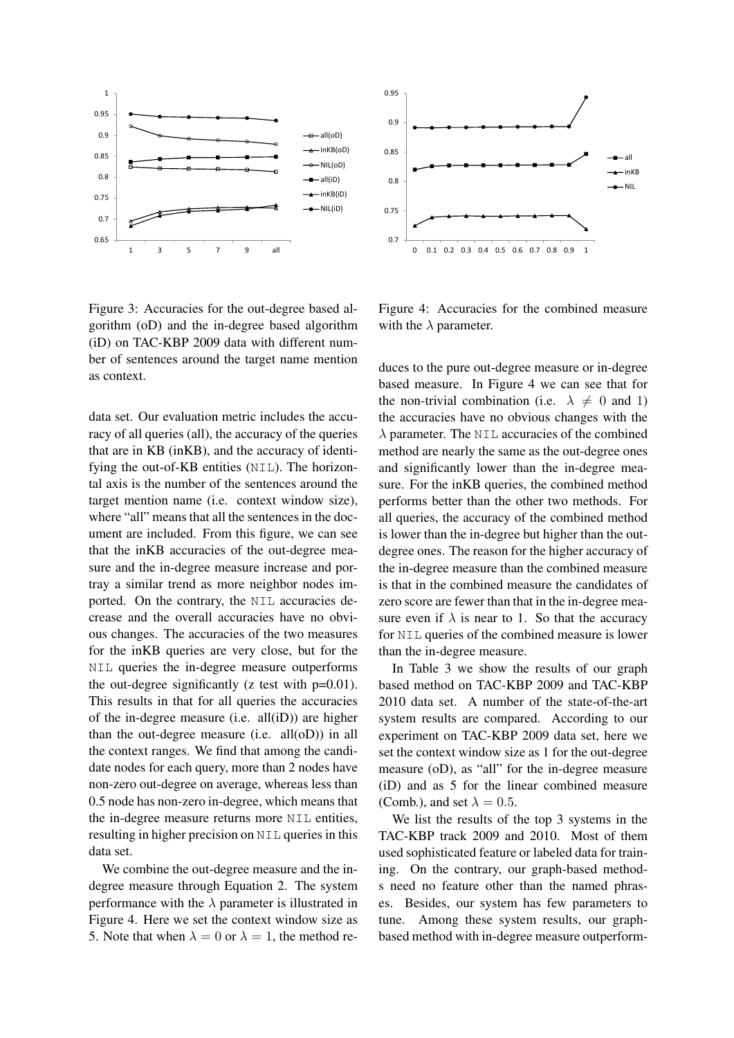Figure 3: Accuracies for the out-degree based algorithm (oD) and the in-degree based algorithm (iD) on TAC-KBP 2009 data with different number of sentences around the target name mention as context.

Figure 4: Accuracies for the combined measure with the $\lambda$ parameter.

data set. Our evaluation metric includes the accuracy of all queries (all), the accuracy of the queries that are in KB (inKB), and the accuracy of identifying the out-of-KB entities (NIL). The horizontal axis is the number of the sentences around the target mention name (i.e. context window size), where "all" means that all the sentences in the document are included. From this figure, we can see that the inKB accuracies of the out-degree measure and the in-degree measure increase and portray a similar trend as more neighbor nodes imported. On the contrary, the NIL accuracies decrease and the overall accuracies have no obvious changes. The accuracies of the two measures for the inKB queries are very close, but for the NIL queries the in-degree measure outperforms the out-degree significantly (z test with p=0.01). This results in that for all queries the accuracies of the in-degree measure (i.e. all(iD)) are higher than the out-degree measure (i.e. all(oD)) in all the context ranges. We find that among the candidate nodes for each query, more than 2 nodes have non-zero out-degree on average, whereas less than 0.5 node has non-zero in-degree, which means that the in-degree measure returns more NIL entities, resulting in higher precision on NIL queries in this data set.

We combine the out-degree measure and the in-degree measure through Equation 2. The system performance with the $\lambda$ parameter is illustrated in Figure 4. Here we set the context window size as 5. Note that when $\lambda = 0$ or $\lambda = 1$, the method reduces to the pure out-degree measure or in-degree based measure. In Figure 4 we can see that for the non-trivial combination (i.e. $\lambda \neq 0$ and 1) the accuracies have no obvious changes with the $\lambda$ parameter. The NIL accuracies of the combined method are nearly the same as the out-degree ones and significantly lower than the in-degree measure. For the inKB queries, the combined method performs better than the other two methods. For all queries, the accuracy of the combined method is lower than the in-degree but higher than the out-degree ones. The reason for the higher accuracy of the in-degree measure than the combined measure is that in the combined measure the candidates of zero score are fewer than that in the in-degree measure even if $\lambda$ is near to 1. So that the accuracy for NIL queries of the combined measure is lower than the in-degree measure.

In Table 3 we show the results of our graph based method on TAC-KBP 2009 and TAC-KBP 2010 data set. A number of the state-of-the-art system results are compared. According to our experiment on TAC-KBP 2009 data set, here we set the context window size as 1 for the out-degree measure (oD), as "all" for the in-degree measure (iD) and as 5 for the linear combined measure (Comb.), and set $\lambda = 0.5$.

We list the results of the top 3 systems in the TAC-KBP track 2009 and 2010. Most of them used sophisticated feature or labeled data for training. On the contrary, our graph-based methods need no feature other than the named phrases. Besides, our system has few parameters to tune. Among these system results, our graph-based method with in-degree measure outperform-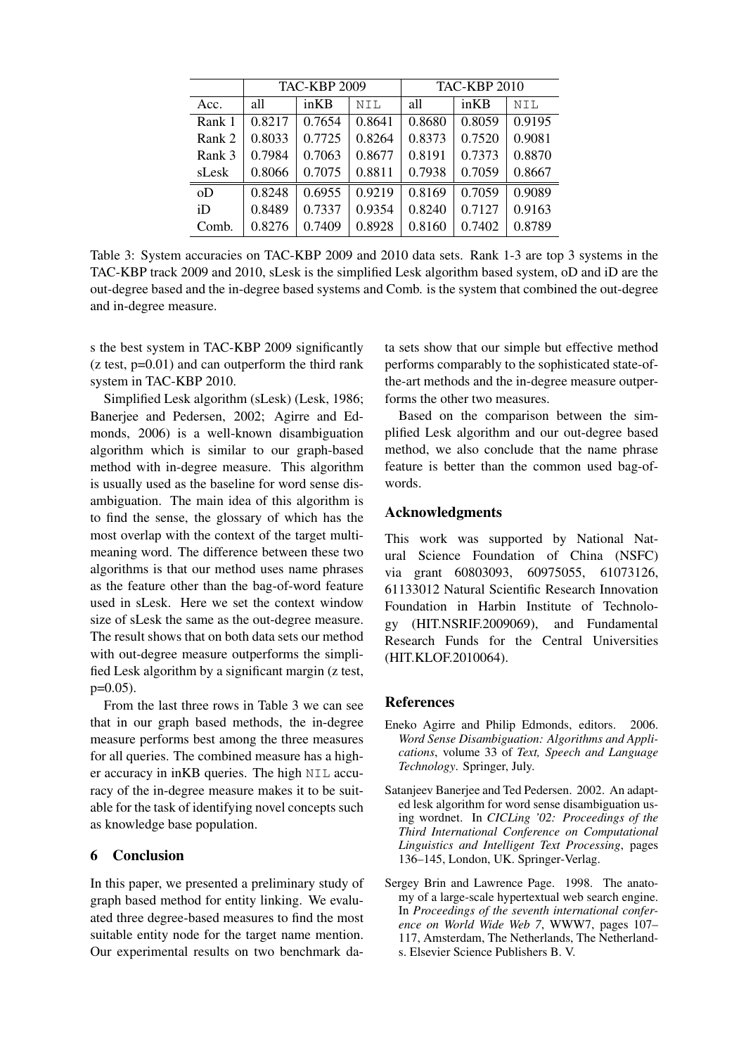| | TAC-KBP 2009 | | | TAC-KBP 2010 | | |
|---|---|---|---|---|---|---|
| Acc. | all | inKB | NIL | all | inKB | NIL |
| Rank 1 | 0.8217 | 0.7654 | 0.8641 | 0.8680 | 0.8059 | 0.9195 |
| Rank 2 | 0.8033 | 0.7725 | 0.8264 | 0.8373 | 0.7520 | 0.9081 |
| Rank 3 | 0.7984 | 0.7063 | 0.8677 | 0.8191 | 0.7373 | 0.8870 |
| sLesk | 0.8066 | 0.7075 | 0.8811 | 0.7938 | 0.7059 | 0.8667 |
| oD | 0.8248 | 0.6955 | 0.9219 | 0.8169 | 0.7059 | 0.9089 |
| iD | 0.8489 | 0.7337 | 0.9354 | 0.8240 | 0.7127 | 0.9163 |
| Comb. | 0.8276 | 0.7409 | 0.8928 | 0.8160 | 0.7402 | 0.8789 |

Table 3: System accuracies on TAC-KBP 2009 and 2010 data sets. Rank 1-3 are top 3 systems in the TAC-KBP track 2009 and 2010, sLesk is the simplified Lesk algorithm based system, oD and iD are the out-degree based and the in-degree based systems and Comb. is the system that combined the out-degree and in-degree measure.

s the best system in TAC-KBP 2009 significantly (z test, p=0.01) and can outperform the third rank system in TAC-KBP 2010.

Simplified Lesk algorithm (sLesk) (Lesk, 1986; Banerjee and Pedersen, 2002; Agirre and Edmonds, 2006) is a well-known disambiguation algorithm which is similar to our graph-based method with in-degree measure. This algorithm is usually used as the baseline for word sense disambiguation. The main idea of this algorithm is to find the sense, the glossary of which has the most overlap with the context of the target multi-meaning word. The difference between these two algorithms is that our method uses name phrases as the feature other than the bag-of-word feature used in sLesk. Here we set the context window size of sLesk the same as the out-degree measure. The result shows that on both data sets our method with out-degree measure outperforms the simplified Lesk algorithm by a significant margin (z test, p=0.05).

From the last three rows in Table 3 we can see that in our graph based methods, the in-degree measure performs best among the three measures for all queries. The combined measure has a higher accuracy in inKB queries. The high NIL accuracy of the in-degree measure makes it to be suitable for the task of identifying novel concepts such as knowledge base population.

## 6 Conclusion

In this paper, we presented a preliminary study of graph based method for entity linking. We evaluated three degree-based measures to find the most suitable entity node for the target name mention. Our experimental results on two benchmark data sets show that our simple but effective method performs comparably to the sophisticated state-of-the-art methods and the in-degree measure outperforms the other two measures.

Based on the comparison between the simplified Lesk algorithm and our out-degree based method, we also conclude that the name phrase feature is better than the common used bag-of-words.

## Acknowledgments

This work was supported by National Natural Science Foundation of China (NSFC) via grant 60803093, 60975055, 61073126, 61133012 Natural Scientific Research Innovation Foundation in Harbin Institute of Technology (HIT.NSRIF.2009069), and Fundamental Research Funds for the Central Universities (HIT.KLOF.2010064).

## References

Eneko Agirre and Philip Edmonds, editors. 2006. *Word Sense Disambiguation: Algorithms and Applications*, volume 33 of *Text, Speech and Language Technology*. Springer, July.

Satanjeev Banerjee and Ted Pedersen. 2002. An adapted lesk algorithm for word sense disambiguation using wordnet. In *CICLing '02: Proceedings of the Third International Conference on Computational Linguistics and Intelligent Text Processing*, pages 136–145, London, UK. Springer-Verlag.

Sergey Brin and Lawrence Page. 1998. The anatomy of a large-scale hypertextual web search engine. In *Proceedings of the seventh international conference on World Wide Web 7*, WWW7, pages 107–117, Amsterdam, The Netherlands, The Netherlands. Elsevier Science Publishers B. V.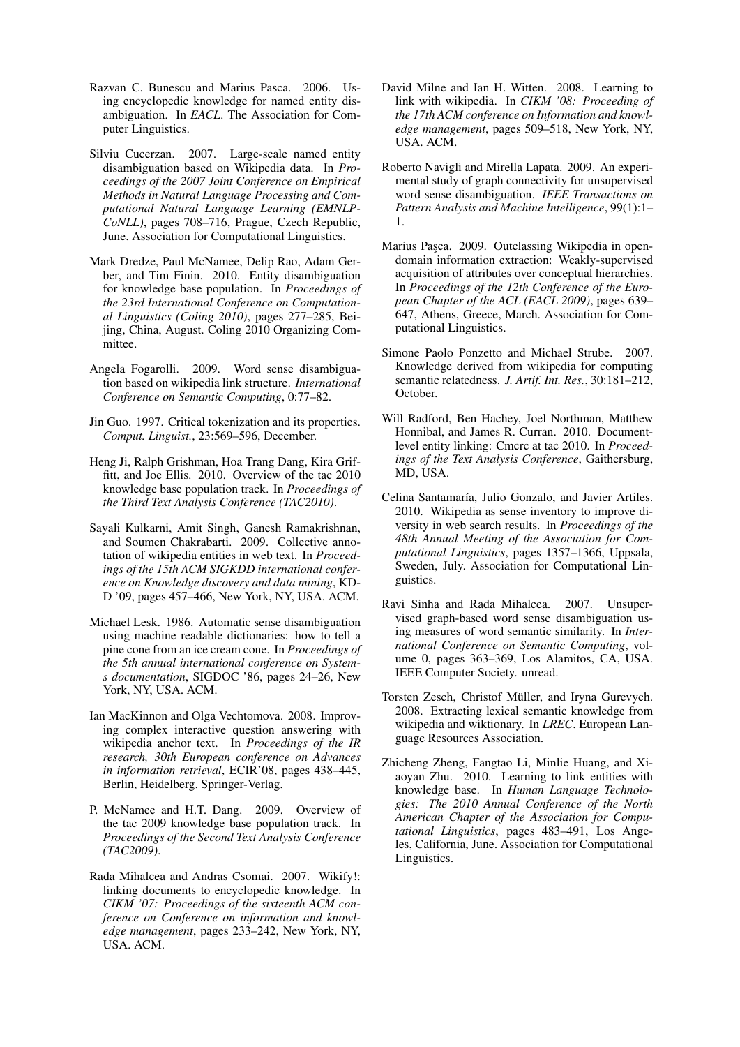Razvan C. Bunescu and Marius Pasca. 2006. Using encyclopedic knowledge for named entity disambiguation. In *EACL*. The Association for Computer Linguistics.

Silviu Cucerzan. 2007. Large-scale named entity disambiguation based on Wikipedia data. In *Proceedings of the 2007 Joint Conference on Empirical Methods in Natural Language Processing and Computational Natural Language Learning (EMNLP-CoNLL)*, pages 708–716, Prague, Czech Republic, June. Association for Computational Linguistics.

Mark Dredze, Paul McNamee, Delip Rao, Adam Gerber, and Tim Finin. 2010. Entity disambiguation for knowledge base population. In *Proceedings of the 23rd International Conference on Computational Linguistics (Coling 2010)*, pages 277–285, Beijing, China, August. Coling 2010 Organizing Committee.

Angela Fogarolli. 2009. Word sense disambiguation based on wikipedia link structure. *International Conference on Semantic Computing*, 0:77–82.

Jin Guo. 1997. Critical tokenization and its properties. *Comput. Linguist.*, 23:569–596, December.

Heng Ji, Ralph Grishman, Hoa Trang Dang, Kira Griffitt, and Joe Ellis. 2010. Overview of the tac 2010 knowledge base population track. In *Proceedings of the Third Text Analysis Conference (TAC2010)*.

Sayali Kulkarni, Amit Singh, Ganesh Ramakrishnan, and Soumen Chakrabarti. 2009. Collective annotation of wikipedia entities in web text. In *Proceedings of the 15th ACM SIGKDD international conference on Knowledge discovery and data mining*, KDD '09, pages 457–466, New York, NY, USA. ACM.

Michael Lesk. 1986. Automatic sense disambiguation using machine readable dictionaries: how to tell a pine cone from an ice cream cone. In *Proceedings of the 5th annual international conference on Systems documentation*, SIGDOC '86, pages 24–26, New York, NY, USA. ACM.

Ian MacKinnon and Olga Vechtomova. 2008. Improving complex interactive question answering with wikipedia anchor text. In *Proceedings of the IR research, 30th European conference on Advances in information retrieval*, ECIR'08, pages 438–445, Berlin, Heidelberg. Springer-Verlag.

P. McNamee and H.T. Dang. 2009. Overview of the tac 2009 knowledge base population track. In *Proceedings of the Second Text Analysis Conference (TAC2009)*.

Rada Mihalcea and Andras Csomai. 2007. Wikify!: linking documents to encyclopedic knowledge. In *CIKM '07: Proceedings of the sixteenth ACM conference on Conference on information and knowledge management*, pages 233–242, New York, NY, USA. ACM.

David Milne and Ian H. Witten. 2008. Learning to link with wikipedia. In *CIKM '08: Proceeding of the 17th ACM conference on Information and knowledge management*, pages 509–518, New York, NY, USA. ACM.

Roberto Navigli and Mirella Lapata. 2009. An experimental study of graph connectivity for unsupervised word sense disambiguation. *IEEE Transactions on Pattern Analysis and Machine Intelligence*, 99(1):1–1.

Marius Paşca. 2009. Outclassing Wikipedia in open-domain information extraction: Weakly-supervised acquisition of attributes over conceptual hierarchies. In *Proceedings of the 12th Conference of the European Chapter of the ACL (EACL 2009)*, pages 639–647, Athens, Greece, March. Association for Computational Linguistics.

Simone Paolo Ponzetto and Michael Strube. 2007. Knowledge derived from wikipedia for computing semantic relatedness. *J. Artif. Int. Res.*, 30:181–212, October.

Will Radford, Ben Hachey, Joel Northman, Matthew Honnibal, and James R. Curran. 2010. Document-level entity linking: Cmcrc at tac 2010. In *Proceedings of the Text Analysis Conference*, Gaithersburg, MD, USA.

Celina Santamaría, Julio Gonzalo, and Javier Artiles. 2010. Wikipedia as sense inventory to improve diversity in web search results. In *Proceedings of the 48th Annual Meeting of the Association for Computational Linguistics*, pages 1357–1366, Uppsala, Sweden, July. Association for Computational Linguistics.

Ravi Sinha and Rada Mihalcea. 2007. Unsupervised graph-based word sense disambiguation using measures of word semantic similarity. In *International Conference on Semantic Computing*, volume 0, pages 363–369, Los Alamitos, CA, USA. IEEE Computer Society. unread.

Torsten Zesch, Christof Müller, and Iryna Gurevych. 2008. Extracting lexical semantic knowledge from wikipedia and wiktionary. In *LREC*. European Language Resources Association.

Zhicheng Zheng, Fangtao Li, Minlie Huang, and Xiaoyan Zhu. 2010. Learning to link entities with knowledge base. In *Human Language Technologies: The 2010 Annual Conference of the North American Chapter of the Association for Computational Linguistics*, pages 483–491, Los Angeles, California, June. Association for Computational Linguistics.